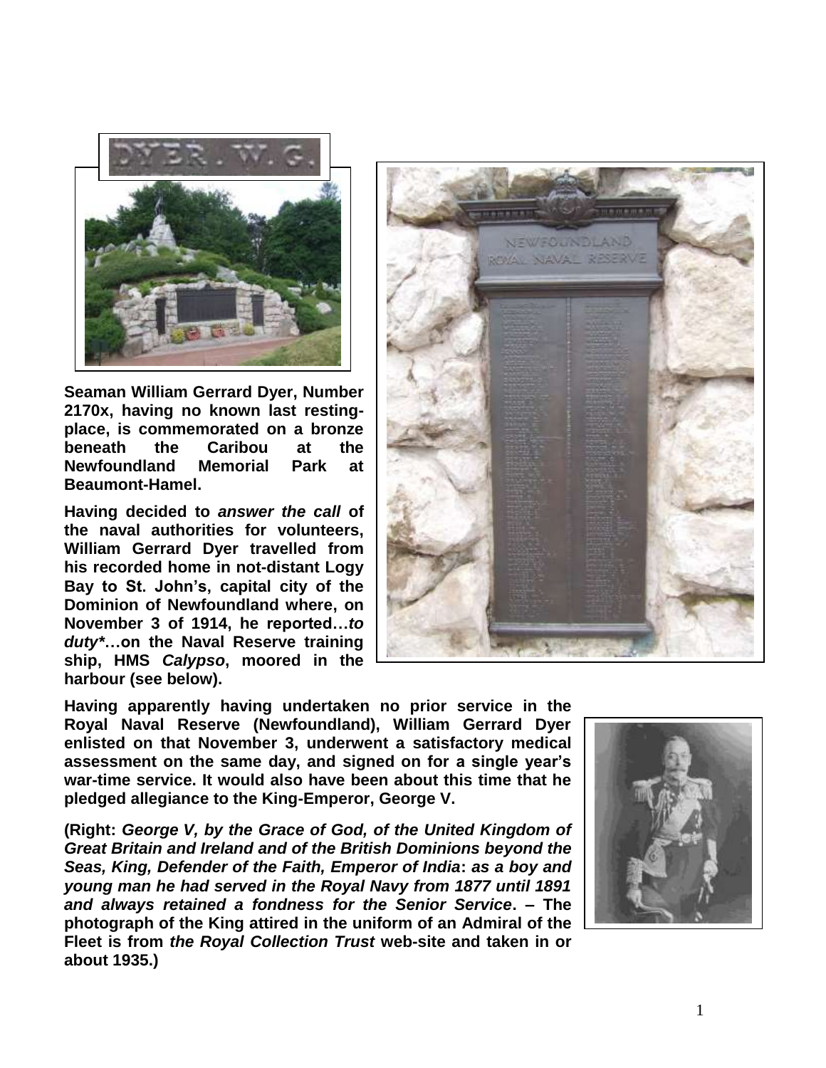**Seaman William Gerrard Dyer, Number 2170x, having no known last resting-place, is commemorated on a bronze beneath the Caribou at the Newfoundland Memorial Park at Beaumont-Hamel.**

**Having decided to *answer the call* of the naval authorities for volunteers, William Gerrard Dyer travelled from his recorded home in not-distant Logy Bay to St. John's, capital city of the Dominion of Newfoundland where, on November 3 of 1914, he reported…*to duty**…on the Naval Reserve training ship, HMS *Calypso*, moored in the harbour (see below).**

**Having apparently having undertaken no prior service in the Royal Naval Reserve (Newfoundland), William Gerrard Dyer enlisted on that November 3, underwent a satisfactory medical assessment on the same day, and signed on for a single year's war-time service. It would also have been about this time that he pledged allegiance to the King-Emperor, George V.**

**(Right: *George V, by the Grace of God, of the United Kingdom of Great Britain and Ireland and of the British Dominions beyond the Seas, King, Defender of the Faith, Emperor of India*: *as a boy and young man he had served in the Royal Navy from 1877 until 1891 and always retained a fondness for the Senior Service*. – The photograph of the King attired in the uniform of an Admiral of the Fleet is from *the Royal Collection Trust* web-site and taken in or about 1935.)**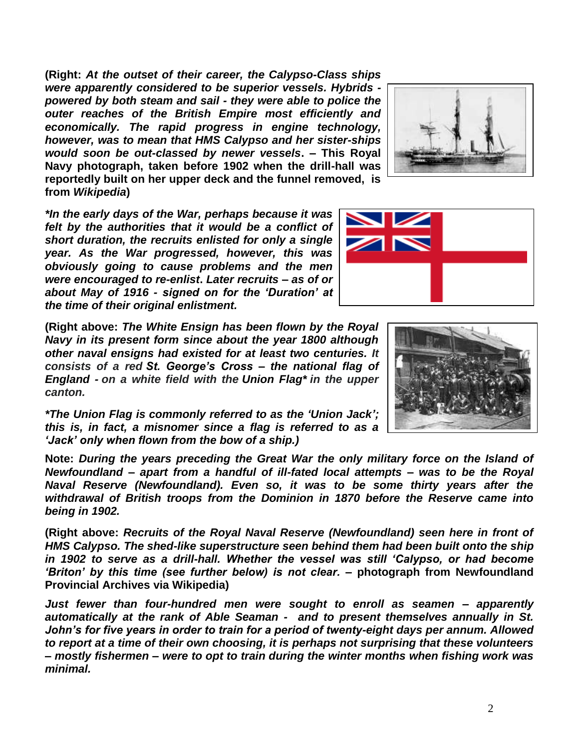**(Right:** ***At the outset of their career, the Calypso-Class ships were apparently considered to be superior vessels. Hybrids - powered by both steam and sail - they were able to police the outer reaches of the British Empire most efficiently and economically. The rapid progress in engine technology, however, was to mean that HMS Calypso and her sister-ships would soon be out-classed by newer vessels*****. – This Royal Navy photograph, taken before 1902 when the drill-hall was reportedly built on her upper deck and the funnel removed, is from** ***Wikipedia*****)**

***\*In the early days of the War, perhaps because it was felt by the authorities that it would be a conflict of short duration, the recruits enlisted for only a single year. As the War progressed, however, this was obviously going to cause problems and the men were encouraged to re-enlist. Later recruits – as of or about May of 1916 - signed on for the 'Duration' at the time of their original enlistment.***

**(Right above:** ***The White Ensign has been flown by the Royal Navy in its present form since about the year 1800 although other naval ensigns had existed for at least two centuries. It consists of a red St. George's Cross – the national flag of England - on a white field with the Union Flag\* in the upper canton.***

***\*The Union Flag is commonly referred to as the 'Union Jack'; this is, in fact, a misnomer since a flag is referred to as a 'Jack' only when flown from the bow of a ship.)***

**Note:** ***During the years preceding the Great War the only military force on the Island of Newfoundland – apart from a handful of ill-fated local attempts – was to be the Royal Naval Reserve (Newfoundland). Even so, it was to be some thirty years after the withdrawal of British troops from the Dominion in 1870 before the Reserve came into being in 1902.***

**(Right above:** ***Recruits of the Royal Naval Reserve (Newfoundland) seen here in front of HMS Calypso. The shed-like superstructure seen behind them had been built onto the ship in 1902 to serve as a drill-hall. Whether the vessel was still 'Calypso, or had become 'Briton' by this time (see further below) is not clear.*** **– photograph from Newfoundland Provincial Archives via Wikipedia)**

***Just fewer than four-hundred men were sought to enroll as seamen – apparently automatically at the rank of Able Seaman - and to present themselves annually in St. John's for five years in order to train for a period of twenty-eight days per annum. Allowed to report at a time of their own choosing, it is perhaps not surprising that these volunteers – mostly fishermen – were to opt to train during the winter months when fishing work was minimal.***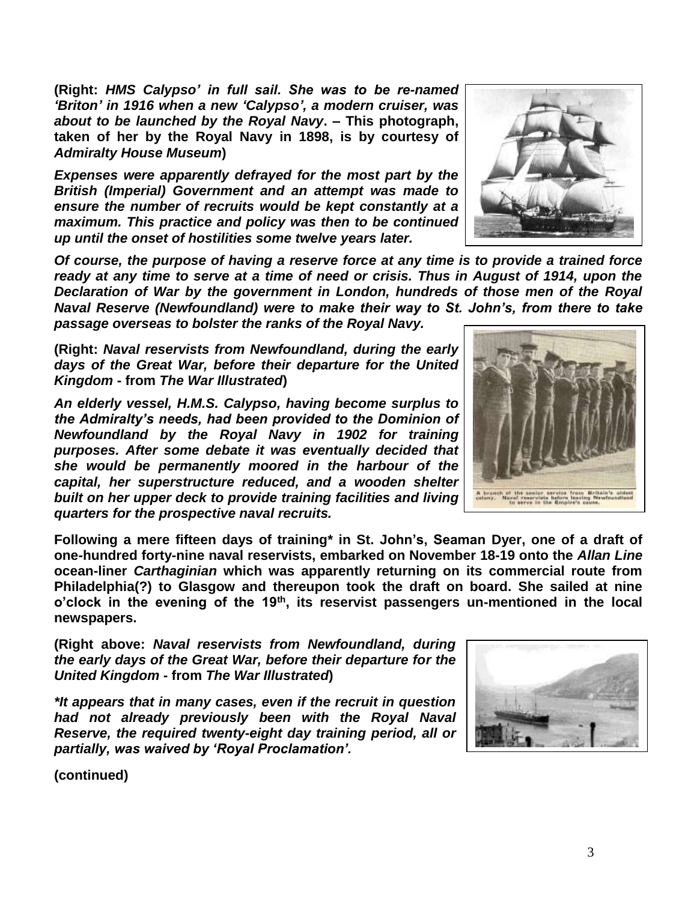**(Right: *HMS Calypso' in full sail. She was to be re-named 'Briton' in 1916 when a new 'Calypso', a modern cruiser, was about to be launched by the Royal Navy*. – This photograph, taken of her by the Royal Navy in 1898, is by courtesy of *Admiralty House Museum*)**

***Expenses were apparently defrayed for the most part by the British (Imperial) Government and an attempt was made to ensure the number of recruits would be kept constantly at a maximum. This practice and policy was then to be continued up until the onset of hostilities some twelve years later.***

***Of course, the purpose of having a reserve force at any time is to provide a trained force ready at any time to serve at a time of need or crisis. Thus in August of 1914, upon the Declaration of War by the government in London, hundreds of those men of the Royal Naval Reserve (Newfoundland) were to make their way to St. John's, from there to take passage overseas to bolster the ranks of the Royal Navy.***

**(Right: *Naval reservists from Newfoundland, during the early days of the Great War, before their departure for the United Kingdom* - from *The War Illustrated*)**

A branch of the senior service from Britain's oldest colony. Naval reservists before leaving Newfoundland to serve in the Empire's cause.

***An elderly vessel, H.M.S. Calypso, having become surplus to the Admiralty's needs, had been provided to the Dominion of Newfoundland by the Royal Navy in 1902 for training purposes. After some debate it was eventually decided that she would be permanently moored in the harbour of the capital, her superstructure reduced, and a wooden shelter built on her upper deck to provide training facilities and living quarters for the prospective naval recruits.***

**Following a mere fifteen days of training* in St. John's, Seaman Dyer, one of a draft of one-hundred forty-nine naval reservists, embarked on November 18-19 onto the *Allan Line* ocean-liner *Carthaginian* which was apparently returning on its commercial route from Philadelphia(?) to Glasgow and thereupon took the draft on board. She sailed at nine o'clock in the evening of the 19th, its reservist passengers un-mentioned in the local newspapers.**

**(Right above: *Naval reservists from Newfoundland, during the early days of the Great War, before their departure for the United Kingdom* - from *The War Illustrated*)**

***It appears that in many cases, even if the recruit in question had not already previously been with the Royal Naval Reserve, the required twenty-eight day training period, all or partially, was waived by 'Royal Proclamation'.***

**(continued)**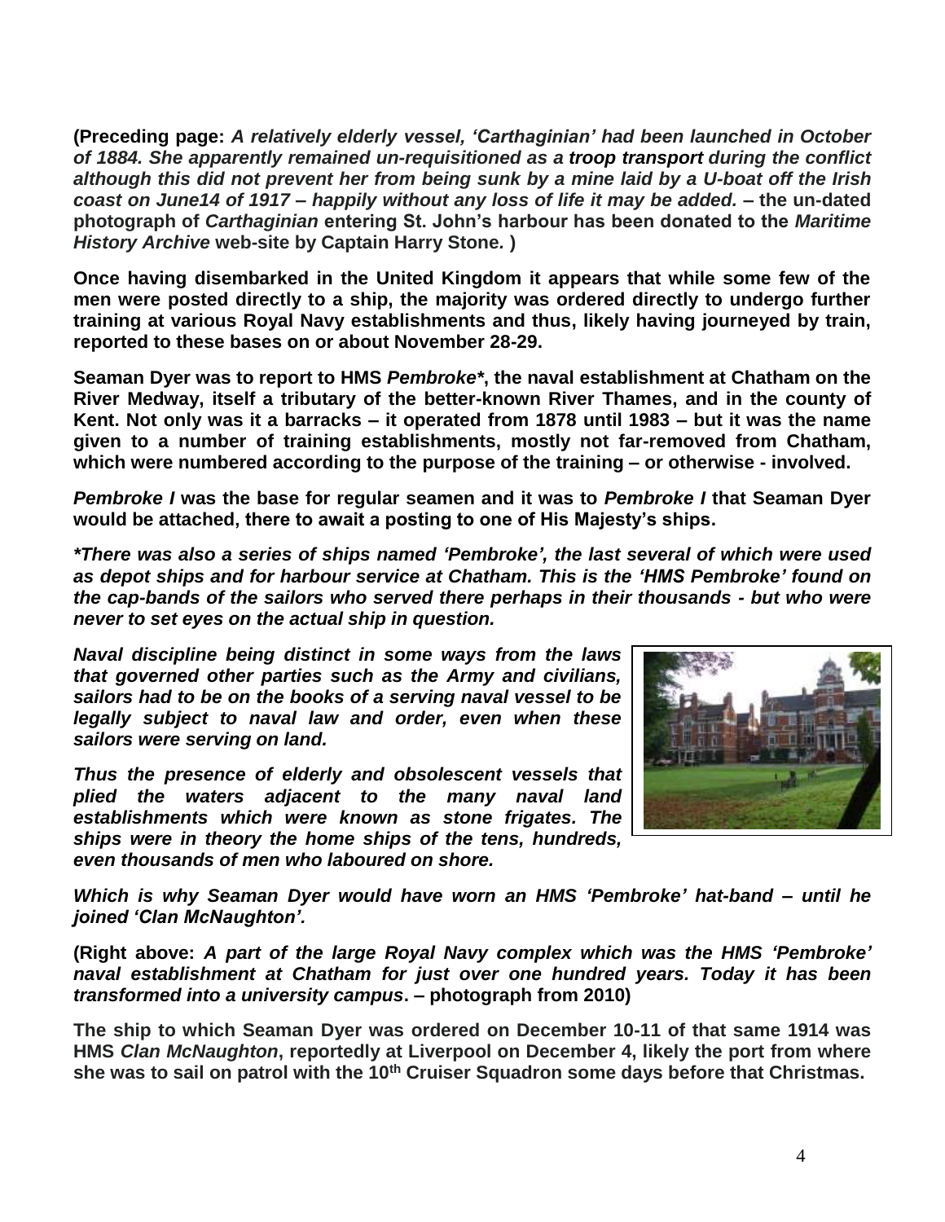**(Preceding page:** ***A relatively elderly vessel, 'Carthaginian' had been launched in October of 1884. She apparently remained un-requisitioned as a troop transport during the conflict although this did not prevent her from being sunk by a mine laid by a U-boat off the Irish coast on June14 of 1917 – happily without any loss of life it may be added.*** **– the un-dated photograph of *Carthaginian* entering St. John's harbour has been donated to the *Maritime History Archive* web-site by Captain Harry Stone. )**

**Once having disembarked in the United Kingdom it appears that while some few of the men were posted directly to a ship, the majority was ordered directly to undergo further training at various Royal Navy establishments and thus, likely having journeyed by train, reported to these bases on or about November 28-29.**

**Seaman Dyer was to report to HMS *Pembroke\****, **the naval establishment at Chatham on the River Medway, itself a tributary of the better-known River Thames, and in the county of Kent. Not only was it a barracks – it operated from 1878 until 1983 – but it was the name given to a number of training establishments, mostly not far-removed from Chatham, which were numbered according to the purpose of the training – or otherwise - involved.**

***Pembroke I*** **was the base for regular seamen and it was to *Pembroke I* that Seaman Dyer would be attached, there to await a posting to one of His Majesty's ships.**

***\*There was also a series of ships named 'Pembroke', the last several of which were used as depot ships and for harbour service at Chatham. This is the 'HMS Pembroke' found on the cap-bands of the sailors who served there perhaps in their thousands - but who were never to set eyes on the actual ship in question.***

***Naval discipline being distinct in some ways from the laws that governed other parties such as the Army and civilians, sailors had to be on the books of a serving naval vessel to be legally subject to naval law and order, even when these sailors were serving on land.***

***Thus the presence of elderly and obsolescent vessels that plied the waters adjacent to the many naval land establishments which were known as stone frigates. The ships were in theory the home ships of the tens, hundreds, even thousands of men who laboured on shore.***

***Which is why Seaman Dyer would have worn an HMS 'Pembroke' hat-band – until he joined 'Clan McNaughton'.***

**(Right above:** ***A part of the large Royal Navy complex which was the HMS 'Pembroke' naval establishment at Chatham for just over one hundred years. Today it has been transformed into a university campus*****. – photograph from 2010)**

**The ship to which Seaman Dyer was ordered on December 10-11 of that same 1914 was HMS *Clan McNaughton*, reportedly at Liverpool on December 4, likely the port from where she was to sail on patrol with the 10th Cruiser Squadron some days before that Christmas.**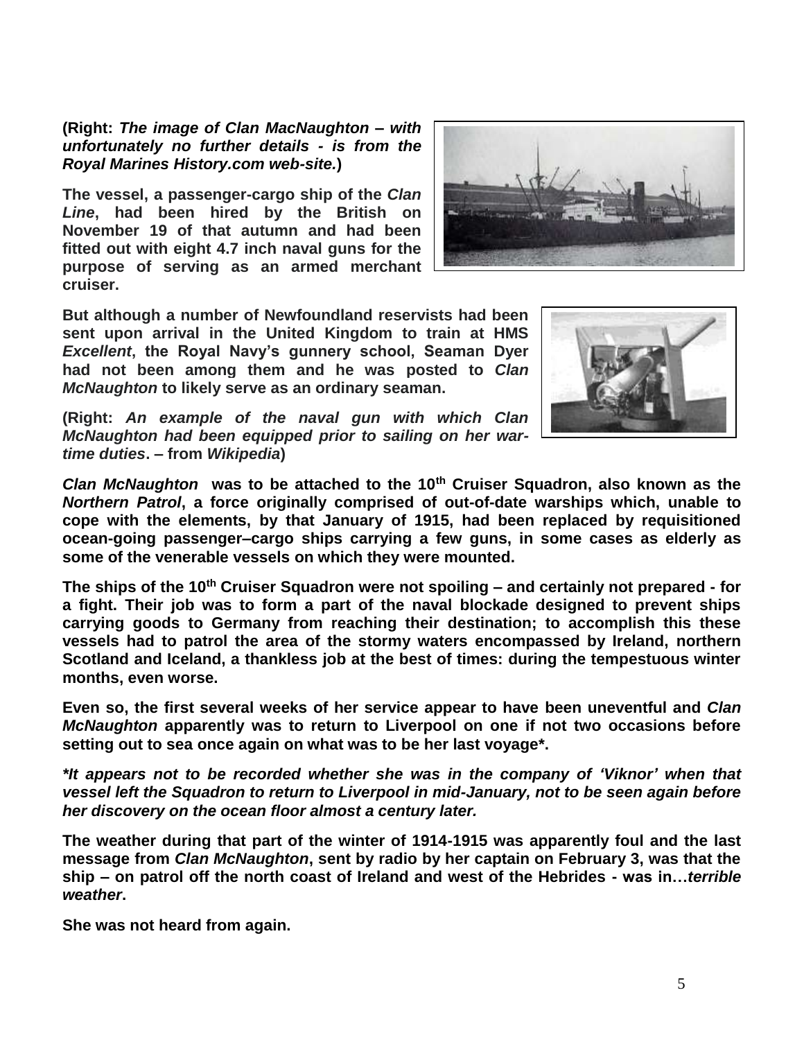**(Right: *The image of Clan MacNaughton – with unfortunately no further details - is from the Royal Marines History.com web-site.*)**

**The vessel, a passenger-cargo ship of the *Clan Line*, had been hired by the British on November 19 of that autumn and had been fitted out with eight 4.7 inch naval guns for the purpose of serving as an armed merchant cruiser.**

**But although a number of Newfoundland reservists had been sent upon arrival in the United Kingdom to train at HMS *Excellent*, the Royal Navy's gunnery school, Seaman Dyer had not been among them and he was posted to *Clan McNaughton* to likely serve as an ordinary seaman.**

**(Right: *An example of the naval gun with which Clan McNaughton had been equipped prior to sailing on her war-time duties*. – from *Wikipedia*)**

***Clan McNaughton* was to be attached to the 10th Cruiser Squadron, also known as the *Northern Patrol*, a force originally comprised of out-of-date warships which, unable to cope with the elements, by that January of 1915, had been replaced by requisitioned ocean-going passenger–cargo ships carrying a few guns, in some cases as elderly as some of the venerable vessels on which they were mounted.**

**The ships of the 10th Cruiser Squadron were not spoiling – and certainly not prepared - for a fight. Their job was to form a part of the naval blockade designed to prevent ships carrying goods to Germany from reaching their destination; to accomplish this these vessels had to patrol the area of the stormy waters encompassed by Ireland, northern Scotland and Iceland, a thankless job at the best of times: during the tempestuous winter months, even worse.**

**Even so, the first several weeks of her service appear to have been uneventful and *Clan McNaughton* apparently was to return to Liverpool on one if not two occasions before setting out to sea once again on what was to be her last voyage*.**

***\*It appears not to be recorded whether she was in the company of 'Viknor' when that vessel left the Squadron to return to Liverpool in mid-January, not to be seen again before her discovery on the ocean floor almost a century later.***

**The weather during that part of the winter of 1914-1915 was apparently foul and the last message from *Clan McNaughton*, sent by radio by her captain on February 3, was that the ship – on patrol off the north coast of Ireland and west of the Hebrides - was in…*terrible weather*.**

**She was not heard from again.**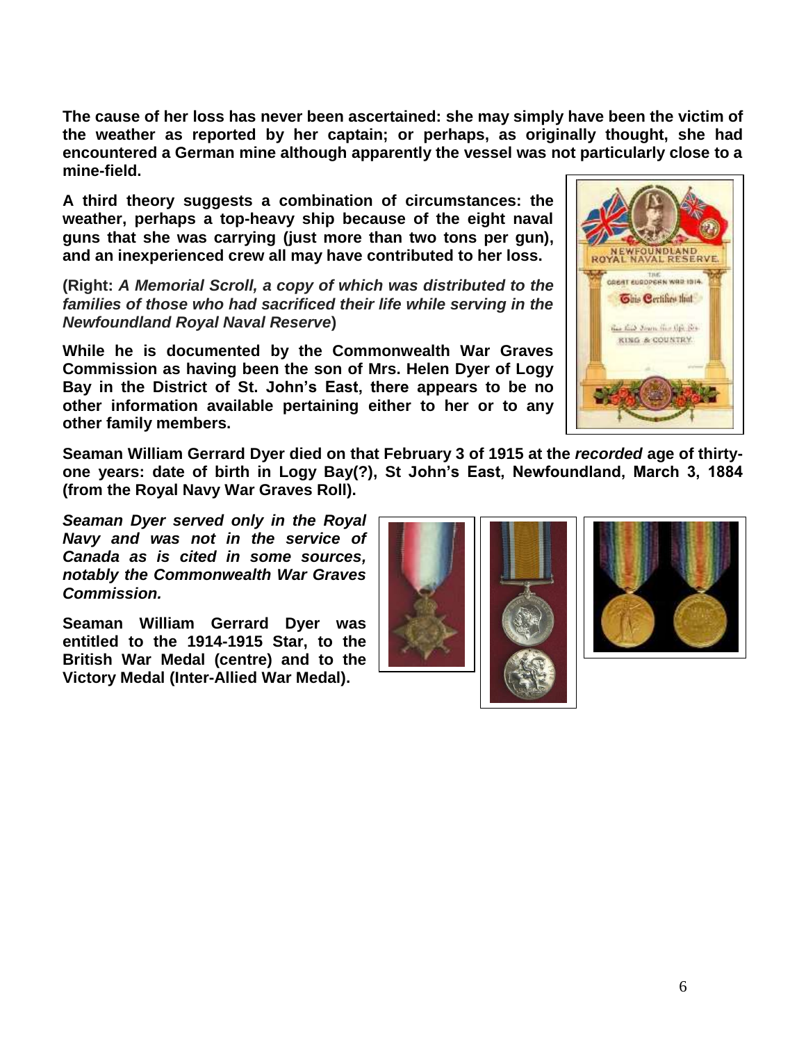**The cause of her loss has never been ascertained: she may simply have been the victim of the weather as reported by her captain; or perhaps, as originally thought, she had encountered a German mine although apparently the vessel was not particularly close to a mine-field.**

**A third theory suggests a combination of circumstances: the weather, perhaps a top-heavy ship because of the eight naval guns that she was carrying (just more than two tons per gun), and an inexperienced crew all may have contributed to her loss.**

**(Right:** ***A Memorial Scroll, a copy of which was distributed to the families of those who had sacrificed their life while serving in the Newfoundland Royal Naval Reserve*****)**

**While he is documented by the Commonwealth War Graves Commission as having been the son of Mrs. Helen Dyer of Logy Bay in the District of St. John's East, there appears to be no other information available pertaining either to her or to any other family members.**

**Seaman William Gerrard Dyer died on that February 3 of 1915 at the** ***recorded*** **age of thirty-one years: date of birth in Logy Bay(?), St John's East, Newfoundland, March 3, 1884 (from the Royal Navy War Graves Roll).**

***Seaman Dyer served only in the Royal Navy and was not in the service of Canada as is cited in some sources, notably the Commonwealth War Graves Commission.***

**Seaman William Gerrard Dyer was entitled to the 1914-1915 Star, to the British War Medal (centre) and to the Victory Medal (Inter-Allied War Medal).**